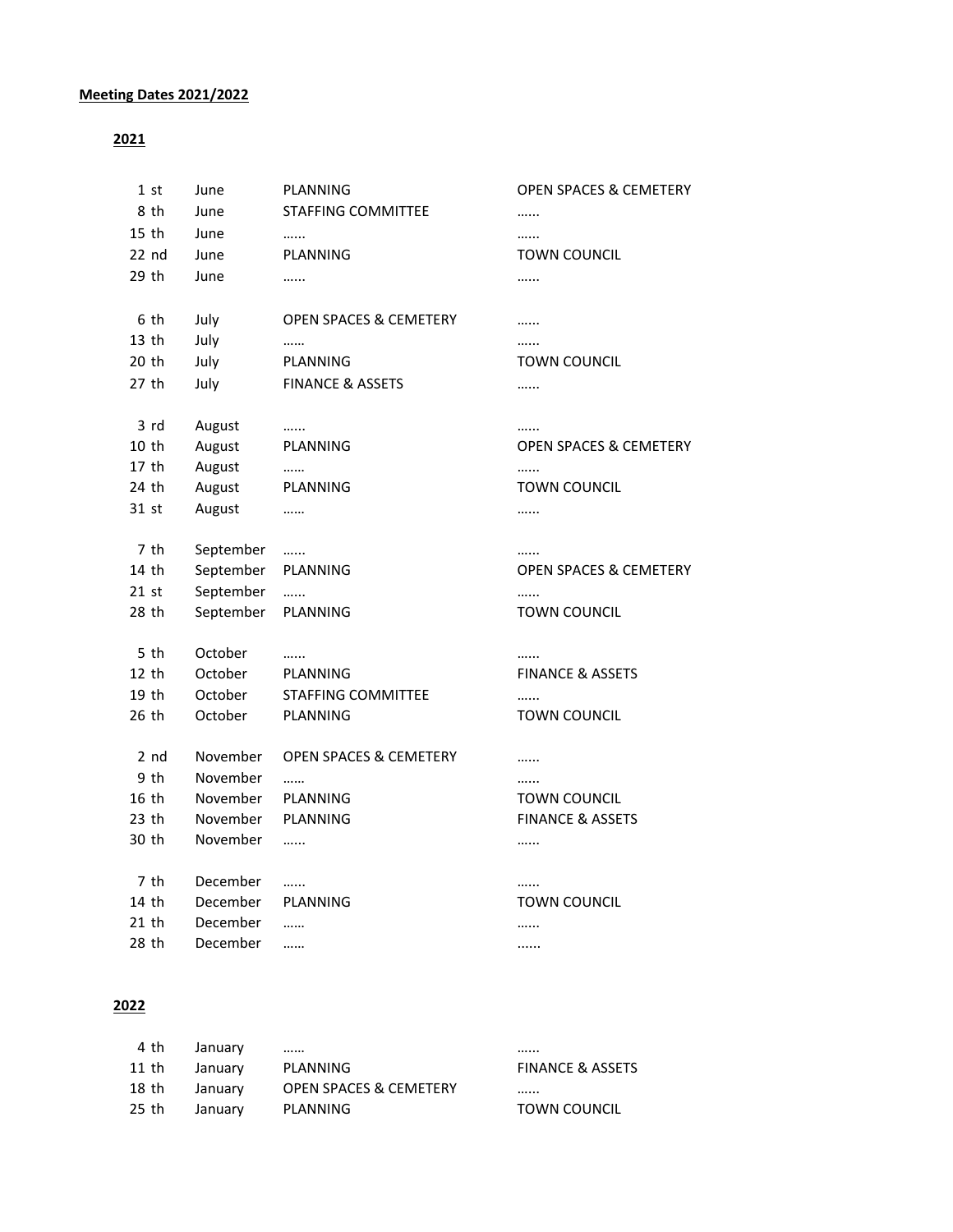**Meeting Dates 2021/2022**

**2021**

| | | | |
|---|---|---|---|
| 1 st | June | PLANNING | OPEN SPACES & CEMETERY |
| 8 th | June | STAFFING COMMITTEE | …… |
| 15 th | June | …… | …… |
| 22 nd | June | PLANNING | TOWN COUNCIL |
| 29 th | June | …… | …… |
| 6 th | July | OPEN SPACES & CEMETERY | …… |
| 13 th | July | …… | …… |
| 20 th | July | PLANNING | TOWN COUNCIL |
| 27 th | July | FINANCE & ASSETS | …… |
| 3 rd | August | …… | …… |
| 10 th | August | PLANNING | OPEN SPACES & CEMETERY |
| 17 th | August | …… | …… |
| 24 th | August | PLANNING | TOWN COUNCIL |
| 31 st | August | …… | …… |
| 7 th | September | …… | …… |
| 14 th | September | PLANNING | OPEN SPACES & CEMETERY |
| 21 st | September | …… | …… |
| 28 th | September | PLANNING | TOWN COUNCIL |
| 5 th | October | …… | …… |
| 12 th | October | PLANNING | FINANCE & ASSETS |
| 19 th | October | STAFFING COMMITTEE | …… |
| 26 th | October | PLANNING | TOWN COUNCIL |
| 2 nd | November | OPEN SPACES & CEMETERY | …… |
| 9 th | November | …… | …… |
| 16 th | November | PLANNING | TOWN COUNCIL |
| 23 th | November | PLANNING | FINANCE & ASSETS |
| 30 th | November | …… | …… |
| 7 th | December | …… | …… |
| 14 th | December | PLANNING | TOWN COUNCIL |
| 21 th | December | …… | …… |
| 28 th | December | …… | …… |

**2022**

| | | | |
|---|---|---|---|
| 4 th | January | …… | …… |
| 11 th | January | PLANNING | FINANCE & ASSETS |
| 18 th | January | OPEN SPACES & CEMETERY | …… |
| 25 th | January | PLANNING | TOWN COUNCIL |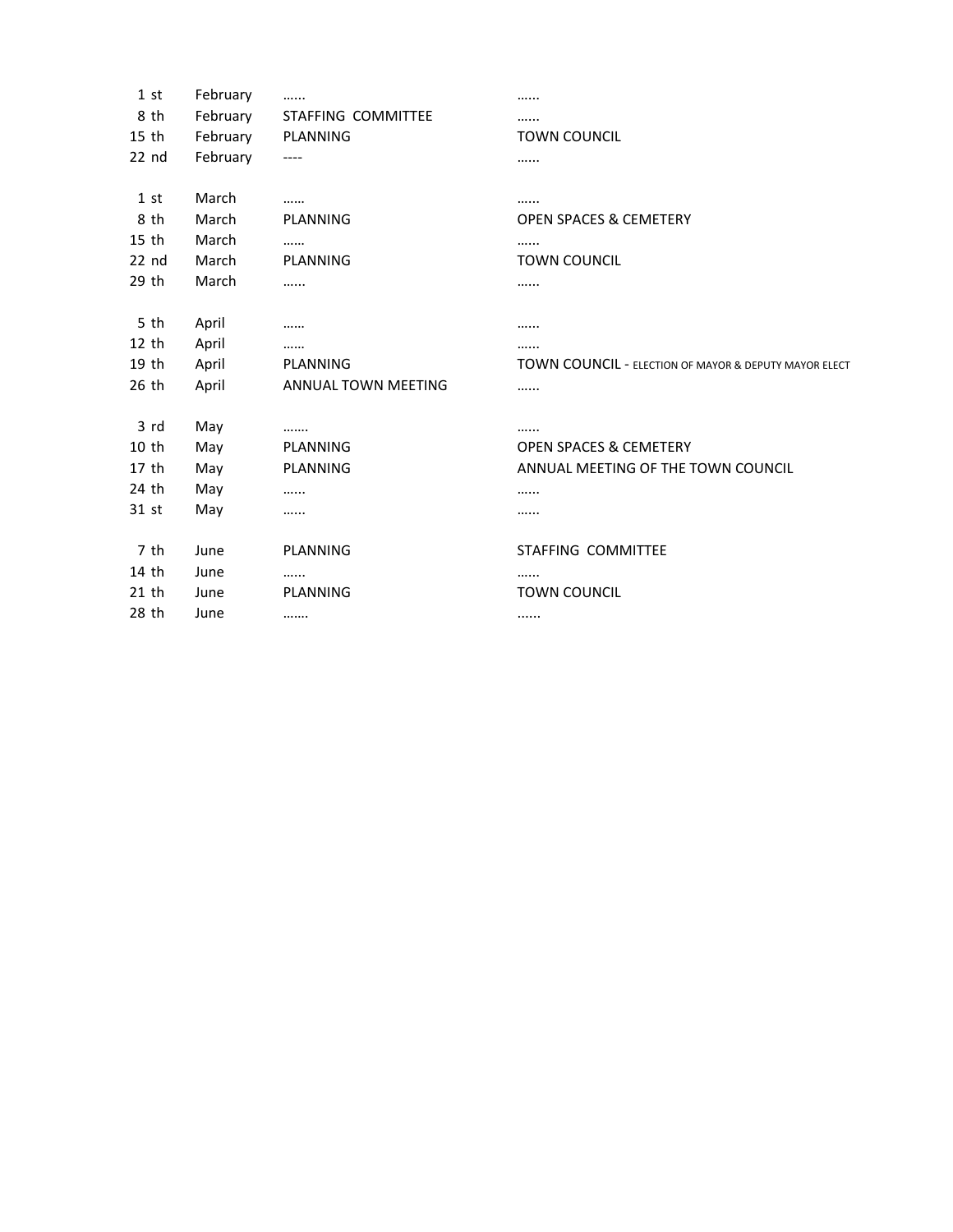| | | | |
|---|---|---|---|
| 1 st | February | …... | …... |
| 8 th | February | STAFFING COMMITTEE | …... |
| 15 th | February | PLANNING | TOWN COUNCIL |
| 22 nd | February | ---- | …... |
| | | | |
| 1 st | March | …… | …... |
| 8 th | March | PLANNING | OPEN SPACES & CEMETERY |
| 15 th | March | …… | …... |
| 22 nd | March | PLANNING | TOWN COUNCIL |
| 29 th | March | …... | …... |
| | | | |
| 5 th | April | …… | …... |
| 12 th | April | …… | …... |
| 19 th | April | PLANNING | TOWN COUNCIL - ELECTION OF MAYOR & DEPUTY MAYOR ELECT |
| 26 th | April | ANNUAL TOWN MEETING | …... |
| | | | |
| 3 rd | May | ……. | …... |
| 10 th | May | PLANNING | OPEN SPACES & CEMETERY |
| 17 th | May | PLANNING | ANNUAL MEETING OF THE TOWN COUNCIL |
| 24 th | May | …... | …... |
| 31 st | May | …... | …... |
| | | | |
| 7 th | June | PLANNING | STAFFING COMMITTEE |
| 14 th | June | …... | …... |
| 21 th | June | PLANNING | TOWN COUNCIL |
| 28 th | June | ……. | ...... |